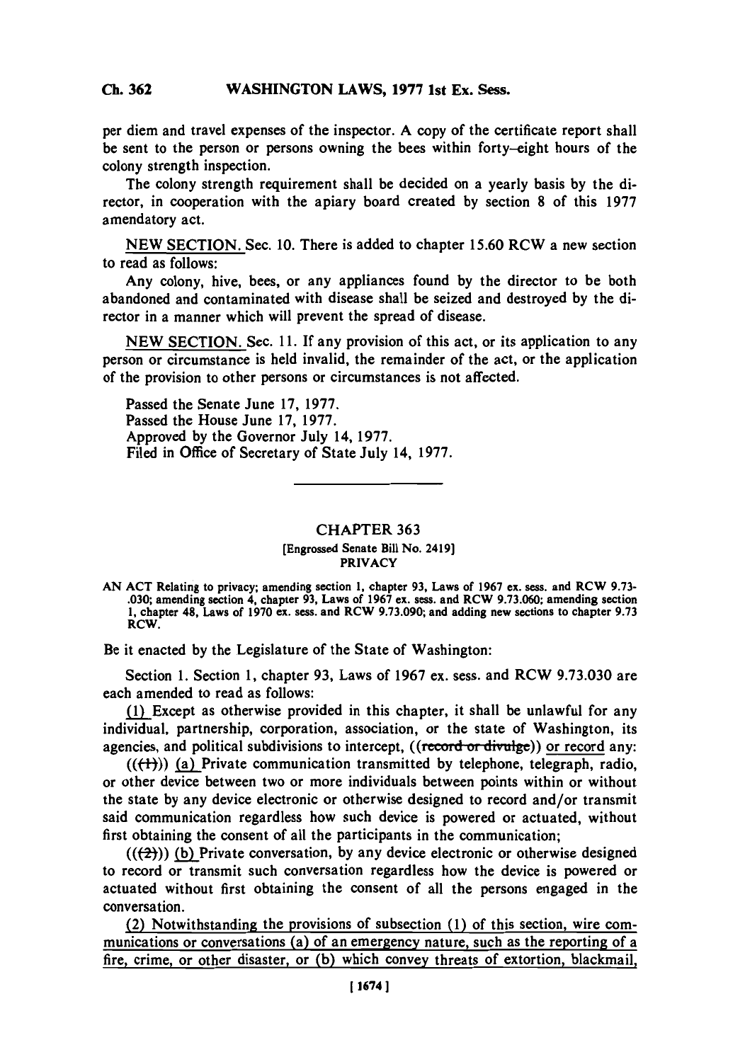per diem and travel expenses of the inspector. A copy of the certificate report shall be sent to the person or persons owning the bees within forty-eight hours of the colony strength inspection.

The colony strength requirement shall be decided on a yearly basis by the director, in cooperation with the apiary board created by section 8 of this 1977 amendatory act.

NEW SECTION. Sec. 10. There is added to chapter 15.60 RCW a new section to read as follows:

Any colony, hive, bees, or any appliances found by the director to be both abandoned and contaminated with disease shall be seized and destroyed by the director in a manner which will prevent the spread of disease.

NEW SECTION. Sec. 11. If any provision of this act, or its application to any person or circumstance is held invalid, the remainder of the act, or the application of the provision to other persons or circumstances is not affected.

Passed the Senate June 17, 1977.
Passed the House June 17, 1977.
Approved by the Governor July 14, 1977.
Filed in Office of Secretary of State July 14, 1977.

---

# CHAPTER 363

[Engrossed Senate Bill No. 2419]

PRIVACY

AN ACT Relating to privacy; amending section 1, chapter 93, Laws of 1967 ex. sess. and RCW 9.73.030; amending section 4, chapter 93, Laws of 1967 ex. sess. and RCW 9.73.060; amending section 1, chapter 48, Laws of 1970 ex. sess. and RCW 9.73.090; and adding new sections to chapter 9.73 RCW.

Be it enacted by the Legislature of the State of Washington:

Section 1. Section 1, chapter 93, Laws of 1967 ex. sess. and RCW 9.73.030 are each amended to read as follows:

(1) Except as otherwise provided in this chapter, it shall be unlawful for any individual, partnership, corporation, association, or the state of Washington, its agencies, and political subdivisions to intercept, ((~~record or divulge~~)) or record any:

((~~(1)~~)) (a) Private communication transmitted by telephone, telegraph, radio, or other device between two or more individuals between points within or without the state by any device electronic or otherwise designed to record and/or transmit said communication regardless how such device is powered or actuated, without first obtaining the consent of all the participants in the communication;

((~~(2)~~)) (b) Private conversation, by any device electronic or otherwise designed to record or transmit such conversation regardless how the device is powered or actuated without first obtaining the consent of all the persons engaged in the conversation.

(2) Notwithstanding the provisions of subsection (1) of this section, wire communications or conversations (a) of an emergency nature, such as the reporting of a fire, crime, or other disaster, or (b) which convey threats of extortion, blackmail,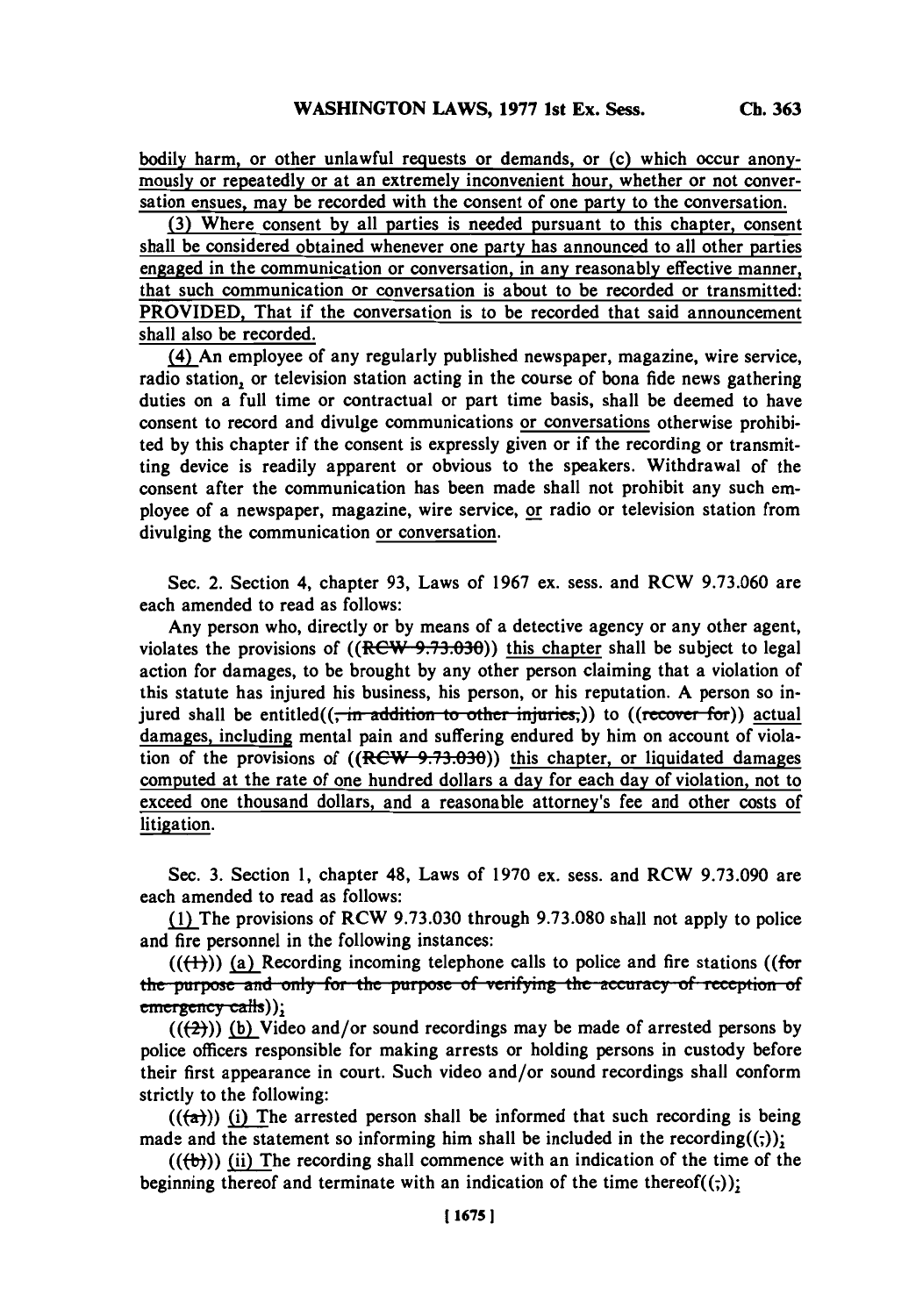bodily harm, or other unlawful requests or demands, or (c) which occur anonymously or repeatedly or at an extremely inconvenient hour, whether or not conversation ensues, may be recorded with the consent of one party to the conversation.

(3) Where consent by all parties is needed pursuant to this chapter, consent shall be considered obtained whenever one party has announced to all other parties engaged in the communication or conversation, in any reasonably effective manner, that such communication or conversation is about to be recorded or transmitted: PROVIDED, That if the conversation is to be recorded that said announcement shall also be recorded.

(4) An employee of any regularly published newspaper, magazine, wire service, radio station, or television station acting in the course of bona fide news gathering duties on a full time or contractual or part time basis, shall be deemed to have consent to record and divulge communications or conversations otherwise prohibited by this chapter if the consent is expressly given or if the recording or transmitting device is readily apparent or obvious to the speakers. Withdrawal of the consent after the communication has been made shall not prohibit any such employee of a newspaper, magazine, wire service, or radio or television station from divulging the communication or conversation.

Sec. 2. Section 4, chapter 93, Laws of 1967 ex. sess. and RCW 9.73.060 are each amended to read as follows:

Any person who, directly or by means of a detective agency or any other agent, violates the provisions of ((~~RCW 9.73.030~~)) this chapter shall be subject to legal action for damages, to be brought by any other person claiming that a violation of this statute has injured his business, his person, or his reputation. A person so injured shall be entitled((~~, in addition to other injuries,~~)) to ((~~recover for~~)) actual damages, including mental pain and suffering endured by him on account of violation of the provisions of ((~~RCW 9.73.030~~)) this chapter, or liquidated damages computed at the rate of one hundred dollars a day for each day of violation, not to exceed one thousand dollars, and a reasonable attorney's fee and other costs of litigation.

Sec. 3. Section 1, chapter 48, Laws of 1970 ex. sess. and RCW 9.73.090 are each amended to read as follows:

(1) The provisions of RCW 9.73.030 through 9.73.080 shall not apply to police and fire personnel in the following instances:

((~~(1)~~)) (a) Recording incoming telephone calls to police and fire stations ((~~for the purpose and only for the purpose of verifying the accuracy of reception of emergency calls~~));

((~~(2)~~)) (b) Video and/or sound recordings may be made of arrested persons by police officers responsible for making arrests or holding persons in custody before their first appearance in court. Such video and/or sound recordings shall conform strictly to the following:

((~~(a)~~)) (i) The arrested person shall be informed that such recording is being made and the statement so informing him shall be included in the recording((~~;~~));

((~~(b)~~)) (ii) The recording shall commence with an indication of the time of the beginning thereof and terminate with an indication of the time thereof((~~;~~));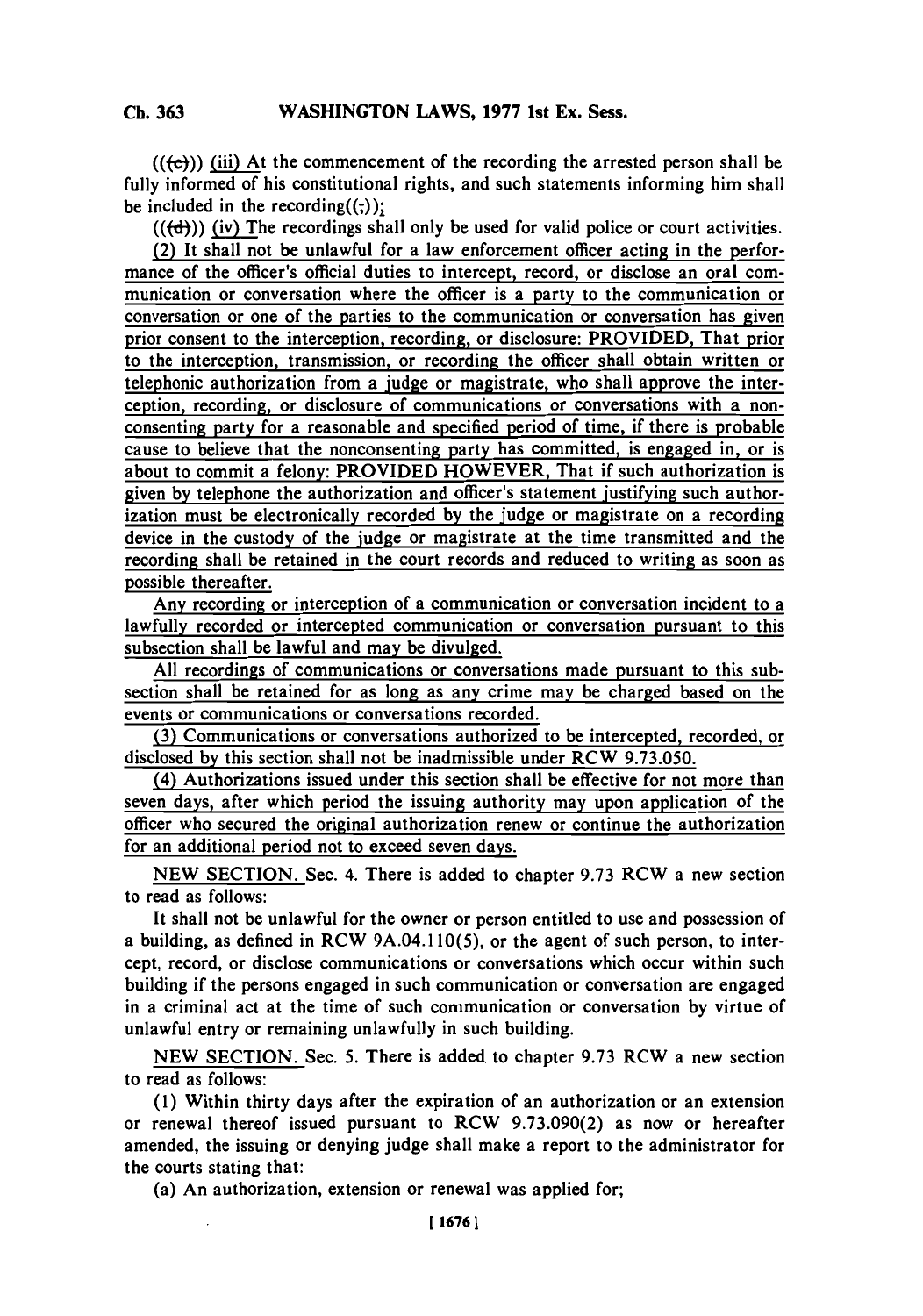((~~(c)~~)) (iii) At the commencement of the recording the arrested person shall be fully informed of his constitutional rights, and such statements informing him shall be included in the recording((;));

((~~(d)~~)) (iv) The recordings shall only be used for valid police or court activities.

(2) It shall not be unlawful for a law enforcement officer acting in the performance of the officer's official duties to intercept, record, or disclose an oral communication or conversation where the officer is a party to the communication or conversation or one of the parties to the communication or conversation has given prior consent to the interception, recording, or disclosure: PROVIDED, That prior to the interception, transmission, or recording the officer shall obtain written or telephonic authorization from a judge or magistrate, who shall approve the interception, recording, or disclosure of communications or conversations with a nonconsenting party for a reasonable and specified period of time, if there is probable cause to believe that the nonconsenting party has committed, is engaged in, or is about to commit a felony: PROVIDED HOWEVER, That if such authorization is given by telephone the authorization and officer's statement justifying such authorization must be electronically recorded by the judge or magistrate on a recording device in the custody of the judge or magistrate at the time transmitted and the recording shall be retained in the court records and reduced to writing as soon as possible thereafter.

Any recording or interception of a communication or conversation incident to a lawfully recorded or intercepted communication or conversation pursuant to this subsection shall be lawful and may be divulged.

All recordings of communications or conversations made pursuant to this subsection shall be retained for as long as any crime may be charged based on the events or communications or conversations recorded.

(3) Communications or conversations authorized to be intercepted, recorded, or disclosed by this section shall not be inadmissible under RCW 9.73.050.

(4) Authorizations issued under this section shall be effective for not more than seven days, after which period the issuing authority may upon application of the officer who secured the original authorization renew or continue the authorization for an additional period not to exceed seven days.

NEW SECTION. Sec. 4. There is added to chapter 9.73 RCW a new section to read as follows:

It shall not be unlawful for the owner or person entitled to use and possession of a building, as defined in RCW 9A.04.110(5), or the agent of such person, to intercept, record, or disclose communications or conversations which occur within such building if the persons engaged in such communication or conversation are engaged in a criminal act at the time of such communication or conversation by virtue of unlawful entry or remaining unlawfully in such building.

NEW SECTION. Sec. 5. There is added to chapter 9.73 RCW a new section to read as follows:

(1) Within thirty days after the expiration of an authorization or an extension or renewal thereof issued pursuant to RCW 9.73.090(2) as now or hereafter amended, the issuing or denying judge shall make a report to the administrator for the courts stating that:

(a) An authorization, extension or renewal was applied for;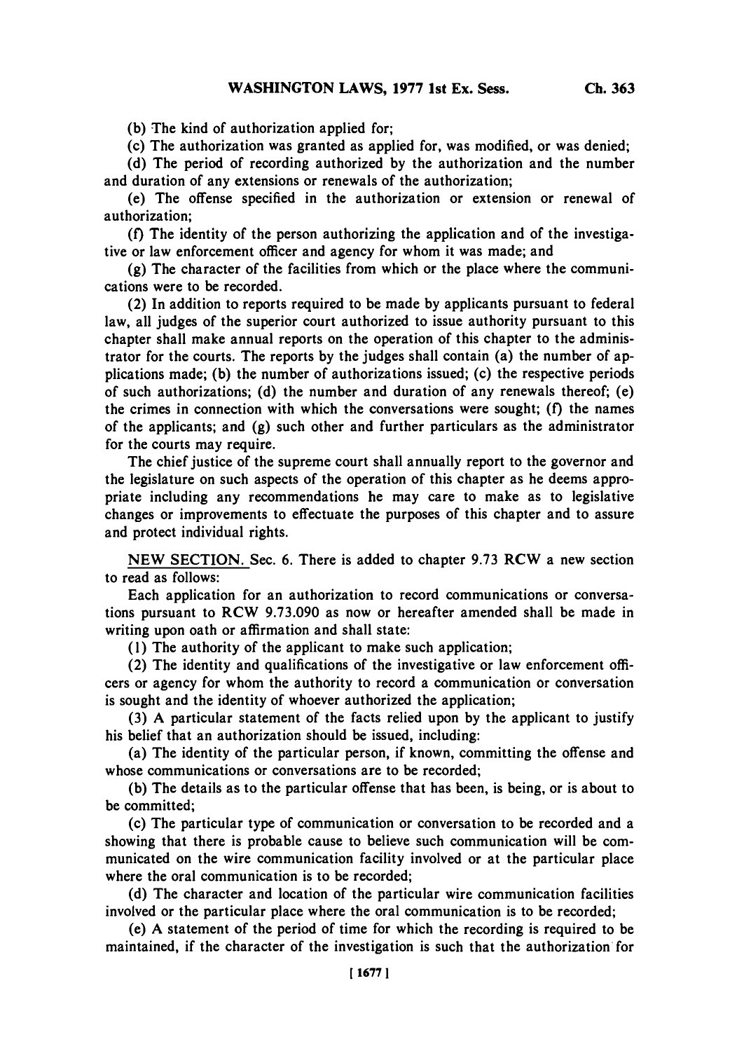(b) The kind of authorization applied for;

(c) The authorization was granted as applied for, was modified, or was denied;

(d) The period of recording authorized by the authorization and the number and duration of any extensions or renewals of the authorization;

(e) The offense specified in the authorization or extension or renewal of authorization;

(f) The identity of the person authorizing the application and of the investigative or law enforcement officer and agency for whom it was made; and

(g) The character of the facilities from which or the place where the communications were to be recorded.

(2) In addition to reports required to be made by applicants pursuant to federal law, all judges of the superior court authorized to issue authority pursuant to this chapter shall make annual reports on the operation of this chapter to the administrator for the courts. The reports by the judges shall contain (a) the number of applications made; (b) the number of authorizations issued; (c) the respective periods of such authorizations; (d) the number and duration of any renewals thereof; (e) the crimes in connection with which the conversations were sought; (f) the names of the applicants; and (g) such other and further particulars as the administrator for the courts may require.

The chief justice of the supreme court shall annually report to the governor and the legislature on such aspects of the operation of this chapter as he deems appropriate including any recommendations he may care to make as to legislative changes or improvements to effectuate the purposes of this chapter and to assure and protect individual rights.

NEW SECTION. Sec. 6. There is added to chapter 9.73 RCW a new section to read as follows:

Each application for an authorization to record communications or conversations pursuant to RCW 9.73.090 as now or hereafter amended shall be made in writing upon oath or affirmation and shall state:

(1) The authority of the applicant to make such application;

(2) The identity and qualifications of the investigative or law enforcement officers or agency for whom the authority to record a communication or conversation is sought and the identity of whoever authorized the application;

(3) A particular statement of the facts relied upon by the applicant to justify his belief that an authorization should be issued, including:

(a) The identity of the particular person, if known, committing the offense and whose communications or conversations are to be recorded;

(b) The details as to the particular offense that has been, is being, or is about to be committed;

(c) The particular type of communication or conversation to be recorded and a showing that there is probable cause to believe such communication will be communicated on the wire communication facility involved or at the particular place where the oral communication is to be recorded;

(d) The character and location of the particular wire communication facilities involved or the particular place where the oral communication is to be recorded;

(e) A statement of the period of time for which the recording is required to be maintained, if the character of the investigation is such that the authorization for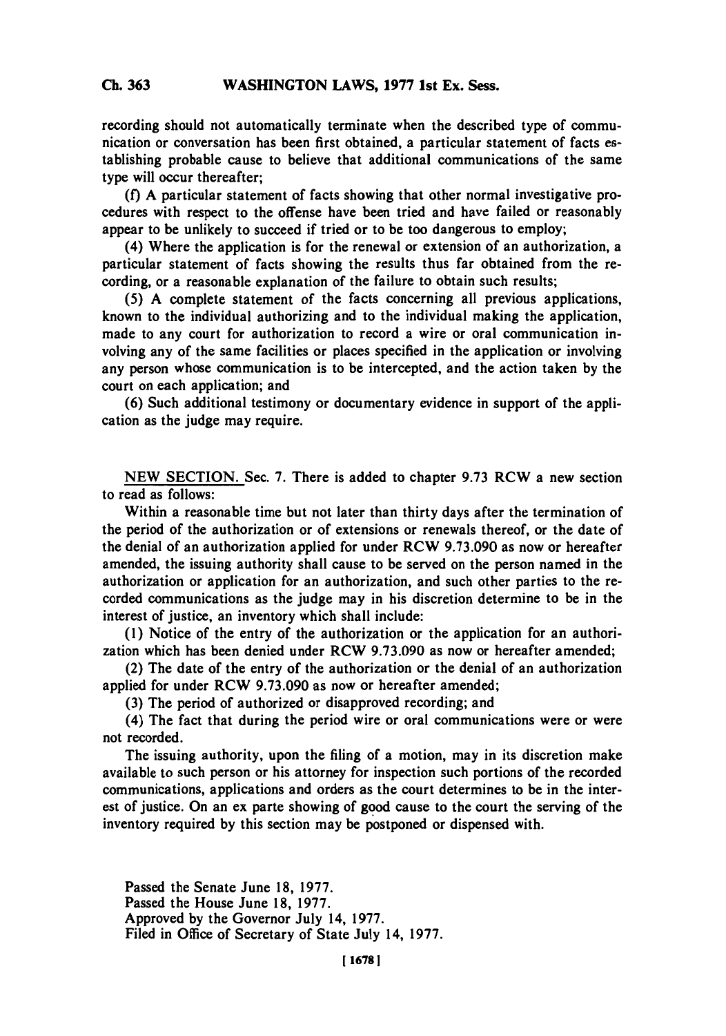recording should not automatically terminate when the described type of communication or conversation has been first obtained, a particular statement of facts establishing probable cause to believe that additional communications of the same type will occur thereafter;

(f) A particular statement of facts showing that other normal investigative procedures with respect to the offense have been tried and have failed or reasonably appear to be unlikely to succeed if tried or to be too dangerous to employ;

(4) Where the application is for the renewal or extension of an authorization, a particular statement of facts showing the results thus far obtained from the recording, or a reasonable explanation of the failure to obtain such results;

(5) A complete statement of the facts concerning all previous applications, known to the individual authorizing and to the individual making the application, made to any court for authorization to record a wire or oral communication involving any of the same facilities or places specified in the application or involving any person whose communication is to be intercepted, and the action taken by the court on each application; and

(6) Such additional testimony or documentary evidence in support of the application as the judge may require.

NEW SECTION. Sec. 7. There is added to chapter 9.73 RCW a new section to read as follows:

Within a reasonable time but not later than thirty days after the termination of the period of the authorization or of extensions or renewals thereof, or the date of the denial of an authorization applied for under RCW 9.73.090 as now or hereafter amended, the issuing authority shall cause to be served on the person named in the authorization or application for an authorization, and such other parties to the recorded communications as the judge may in his discretion determine to be in the interest of justice, an inventory which shall include:

(1) Notice of the entry of the authorization or the application for an authorization which has been denied under RCW 9.73.090 as now or hereafter amended;

(2) The date of the entry of the authorization or the denial of an authorization applied for under RCW 9.73.090 as now or hereafter amended;

(3) The period of authorized or disapproved recording; and

(4) The fact that during the period wire or oral communications were or were not recorded.

The issuing authority, upon the filing of a motion, may in its discretion make available to such person or his attorney for inspection such portions of the recorded communications, applications and orders as the court determines to be in the interest of justice. On an ex parte showing of good cause to the court the serving of the inventory required by this section may be postponed or dispensed with.

Passed the Senate June 18, 1977.
Passed the House June 18, 1977.
Approved by the Governor July 14, 1977.
Filed in Office of Secretary of State July 14, 1977.